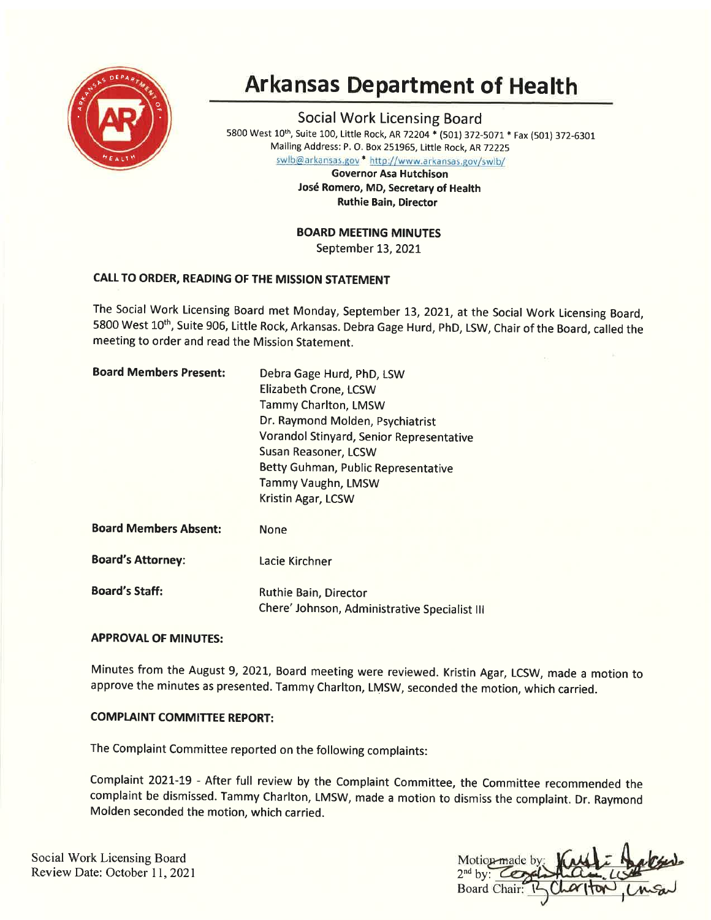# Arkansas Department of Health

## Social Work Licensing Board

5800 West 10th, Suite 100, Little Rock, AR 72204 * (501) 372-5071 * Fax (501) 372-6301
Mailing Address: P. O. Box 251965, Little Rock, AR 72225
swlb@arkansas.gov * http://www.arkansas.gov/swlb/

**Governor Asa Hutchison**
**José Romero, MD, Secretary of Health**
**Ruthie Bain, Director**

**BOARD MEETING MINUTES**
September 13, 2021

### CALL TO ORDER, READING OF THE MISSION STATEMENT

The Social Work Licensing Board met Monday, September 13, 2021, at the Social Work Licensing Board, 5800 West 10th, Suite 906, Little Rock, Arkansas. Debra Gage Hurd, PhD, LSW, Chair of the Board, called the meeting to order and read the Mission Statement.

**Board Members Present:**
Debra Gage Hurd, PhD, LSW
Elizabeth Crone, LCSW
Tammy Charlton, LMSW
Dr. Raymond Molden, Psychiatrist
Vorandol Stinyard, Senior Representative
Susan Reasoner, LCSW
Betty Guhman, Public Representative
Tammy Vaughn, LMSW
Kristin Agar, LCSW

**Board Members Absent:** None

**Board's Attorney:** Lacie Kirchner

**Board's Staff:**
Ruthie Bain, Director
Chere' Johnson, Administrative Specialist III

### APPROVAL OF MINUTES:

Minutes from the August 9, 2021, Board meeting were reviewed. Kristin Agar, LCSW, made a motion to approve the minutes as presented. Tammy Charlton, LMSW, seconded the motion, which carried.

### COMPLAINT COMMITTEE REPORT:

The Complaint Committee reported on the following complaints:

Complaint 2021-19 - After full review by the Complaint Committee, the Committee recommended the complaint be dismissed. Tammy Charlton, LMSW, made a motion to dismiss the complaint. Dr. Raymond Molden seconded the motion, which carried.

Social Work Licensing Board
Review Date: October 11, 2021

Motion made by: [signature]
2nd by: [signature]
Board Chair: [signature]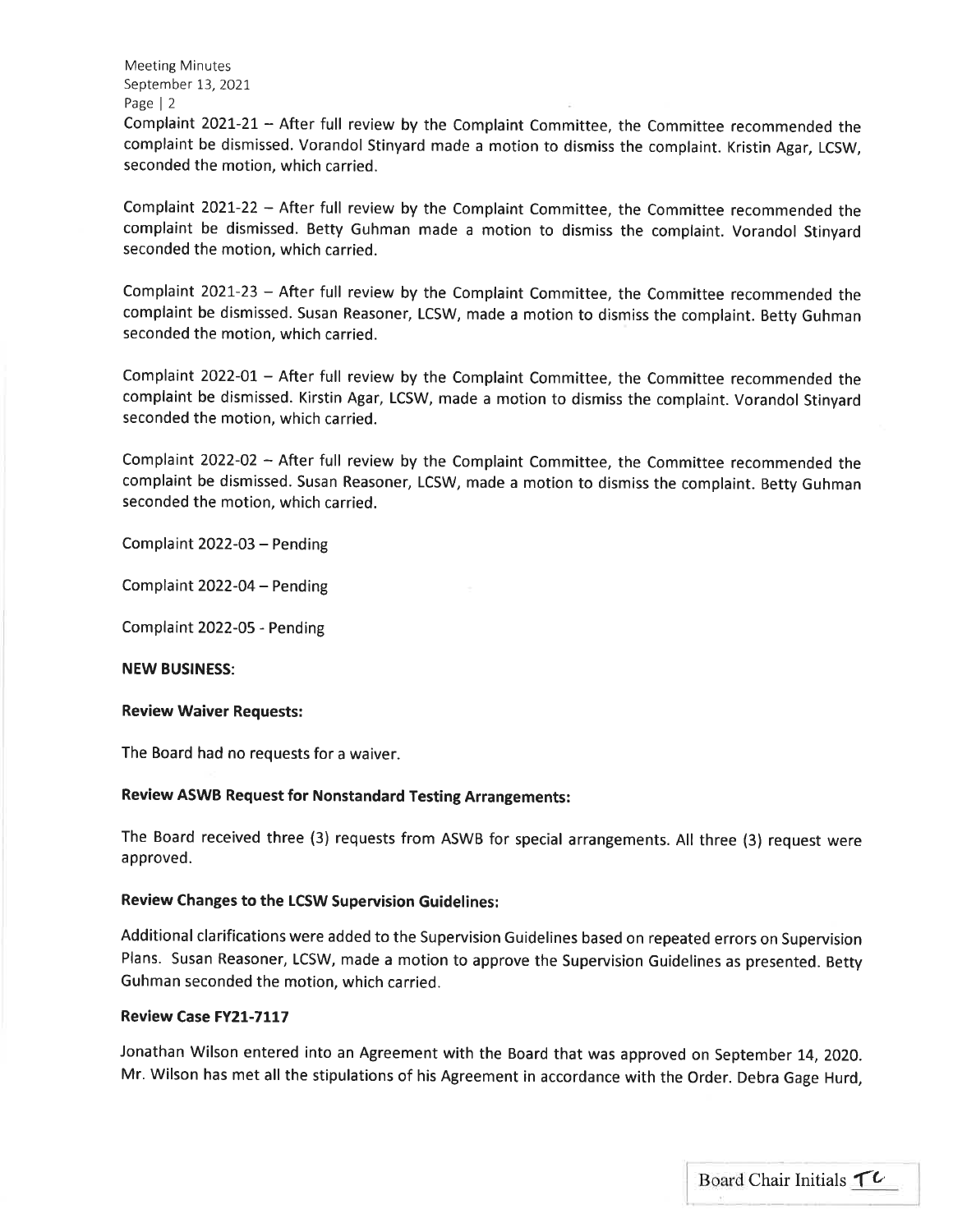Complaint 2021-21 – After full review by the Complaint Committee, the Committee recommended the complaint be dismissed. Vorandol Stinyard made a motion to dismiss the complaint. Kristin Agar, LCSW, seconded the motion, which carried.

Complaint 2021-22 – After full review by the Complaint Committee, the Committee recommended the complaint be dismissed. Betty Guhman made a motion to dismiss the complaint. Vorandol Stinyard seconded the motion, which carried.

Complaint 2021-23 – After full review by the Complaint Committee, the Committee recommended the complaint be dismissed. Susan Reasoner, LCSW, made a motion to dismiss the complaint. Betty Guhman seconded the motion, which carried.

Complaint 2022-01 – After full review by the Complaint Committee, the Committee recommended the complaint be dismissed. Kirstin Agar, LCSW, made a motion to dismiss the complaint. Vorandol Stinyard seconded the motion, which carried.

Complaint 2022-02 – After full review by the Complaint Committee, the Committee recommended the complaint be dismissed. Susan Reasoner, LCSW, made a motion to dismiss the complaint. Betty Guhman seconded the motion, which carried.

Complaint 2022-03 – Pending

Complaint 2022-04 – Pending

Complaint 2022-05 - Pending

**NEW BUSINESS:**

**Review Waiver Requests:**

The Board had no requests for a waiver.

**Review ASWB Request for Nonstandard Testing Arrangements:**

The Board received three (3) requests from ASWB for special arrangements. All three (3) request were approved.

**Review Changes to the LCSW Supervision Guidelines:**

Additional clarifications were added to the Supervision Guidelines based on repeated errors on Supervision Plans. Susan Reasoner, LCSW, made a motion to approve the Supervision Guidelines as presented. Betty Guhman seconded the motion, which carried.

**Review Case FY21-7117**

Jonathan Wilson entered into an Agreement with the Board that was approved on September 14, 2020. Mr. Wilson has met all the stipulations of his Agreement in accordance with the Order. Debra Gage Hurd,

Board Chair Initials TC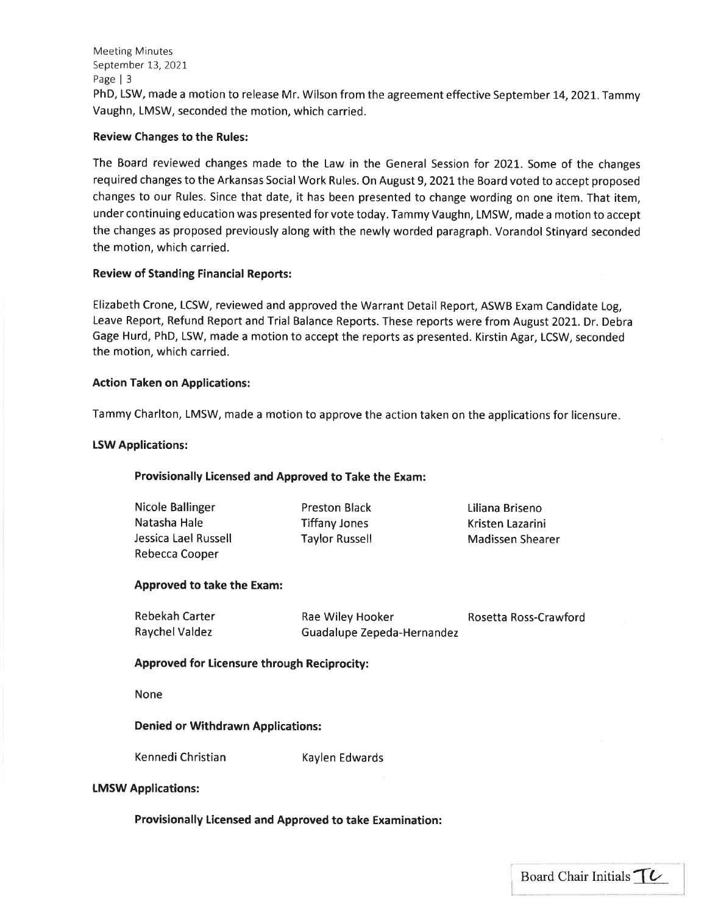PhD, LSW, made a motion to release Mr. Wilson from the agreement effective September 14, 2021. Tammy Vaughn, LMSW, seconded the motion, which carried.

**Review Changes to the Rules:**

The Board reviewed changes made to the Law in the General Session for 2021. Some of the changes required changes to the Arkansas Social Work Rules. On August 9, 2021 the Board voted to accept proposed changes to our Rules. Since that date, it has been presented to change wording on one item. That item, under continuing education was presented for vote today. Tammy Vaughn, LMSW, made a motion to accept the changes as proposed previously along with the newly worded paragraph. Vorandol Stinyard seconded the motion, which carried.

**Review of Standing Financial Reports:**

Elizabeth Crone, LCSW, reviewed and approved the Warrant Detail Report, ASWB Exam Candidate Log, Leave Report, Refund Report and Trial Balance Reports. These reports were from August 2021. Dr. Debra Gage Hurd, PhD, LSW, made a motion to accept the reports as presented. Kirstin Agar, LCSW, seconded the motion, which carried.

**Action Taken on Applications:**

Tammy Charlton, LMSW, made a motion to approve the action taken on the applications for licensure.

**LSW Applications:**

**Provisionally Licensed and Approved to Take the Exam:**

Nicole Ballinger
Preston Black
Liliana Briseno
Natasha Hale
Tiffany Jones
Kristen Lazarini
Jessica Lael Russell
Taylor Russell
Madissen Shearer
Rebecca Cooper

**Approved to take the Exam:**

Rebekah Carter
Rae Wiley Hooker
Rosetta Ross-Crawford
Raychel Valdez
Guadalupe Zepeda-Hernandez

**Approved for Licensure through Reciprocity:**

None

**Denied or Withdrawn Applications:**

Kennedi Christian
Kaylen Edwards

**LMSW Applications:**

**Provisionally Licensed and Approved to take Examination:**

Board Chair Initials TC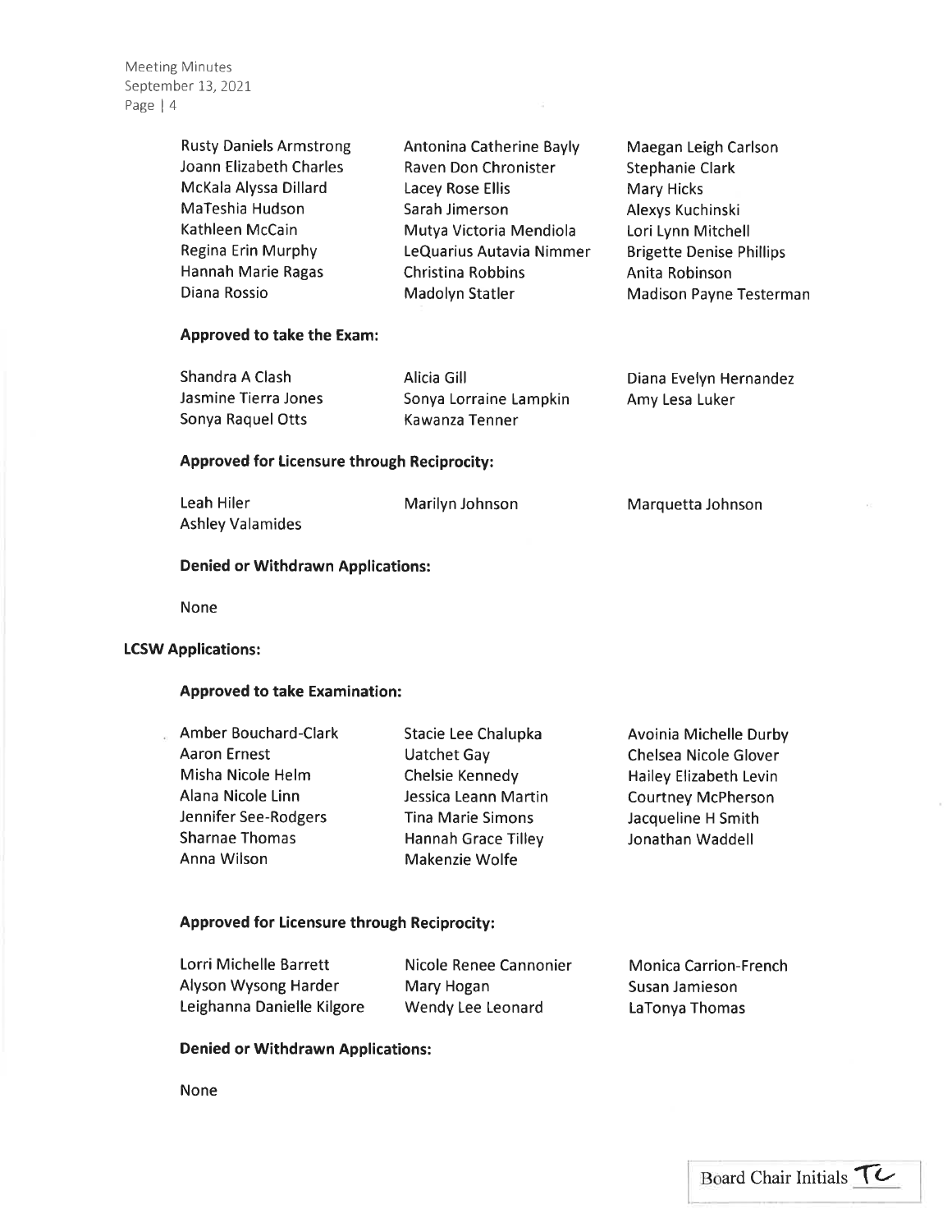Rusty Daniels Armstrong
Antonina Catherine Bayly
Maegan Leigh Carlson
Joann Elizabeth Charles
Raven Don Chronister
Stephanie Clark
McKala Alyssa Dillard
Lacey Rose Ellis
Mary Hicks
MaTeshia Hudson
Sarah Jimerson
Alexys Kuchinski
Kathleen McCain
Mutya Victoria Mendiola
Lori Lynn Mitchell
Regina Erin Murphy
LeQuarius Autavia Nimmer
Brigette Denise Phillips
Hannah Marie Ragas
Christina Robbins
Anita Robinson
Diana Rossio
Madolyn Statler
Madison Payne Testerman

**Approved to take the Exam:**

Shandra A Clash
Alicia Gill
Diana Evelyn Hernandez
Jasmine Tierra Jones
Sonya Lorraine Lampkin
Amy Lesa Luker
Sonya Raquel Otts
Kawanza Tenner

**Approved for Licensure through Reciprocity:**

Leah Hiler
Marilyn Johnson
Marquetta Johnson
Ashley Valamides

**Denied or Withdrawn Applications:**

None

**LCSW Applications:**

**Approved to take Examination:**

Amber Bouchard-Clark
Stacie Lee Chalupka
Avoinia Michelle Durby
Aaron Ernest
Uatchet Gay
Chelsea Nicole Glover
Misha Nicole Helm
Chelsie Kennedy
Hailey Elizabeth Levin
Alana Nicole Linn
Jessica Leann Martin
Courtney McPherson
Jennifer See-Rodgers
Tina Marie Simons
Jacqueline H Smith
Sharnae Thomas
Hannah Grace Tilley
Jonathan Waddell
Anna Wilson
Makenzie Wolfe

**Approved for Licensure through Reciprocity:**

Lorri Michelle Barrett
Nicole Renee Cannonier
Monica Carrion-French
Alyson Wysong Harder
Mary Hogan
Susan Jamieson
Leighanna Danielle Kilgore
Wendy Lee Leonard
LaTonya Thomas

**Denied or Withdrawn Applications:**

None

Board Chair Initials TL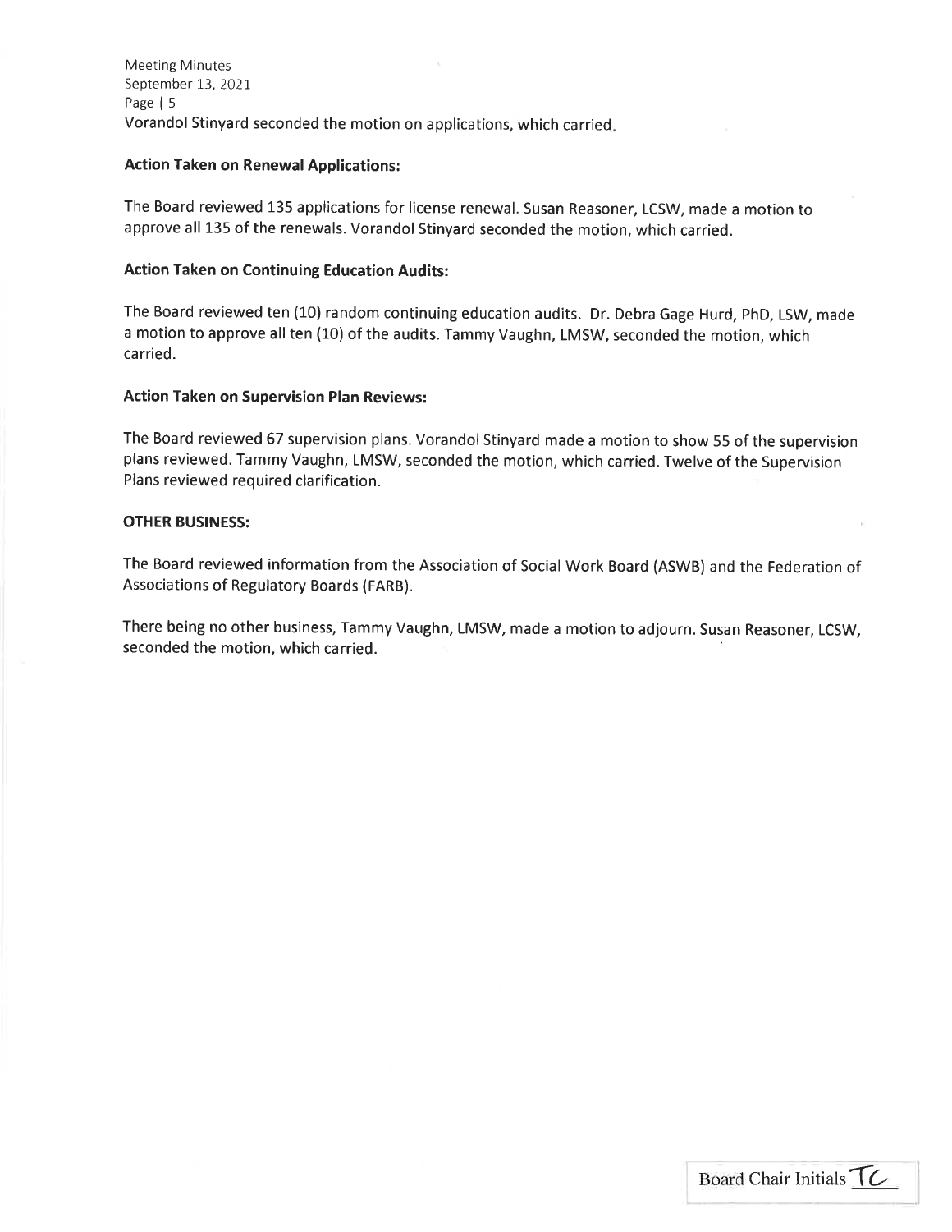Vorandol Stinyard seconded the motion on applications, which carried.

**Action Taken on Renewal Applications:**

The Board reviewed 135 applications for license renewal. Susan Reasoner, LCSW, made a motion to approve all 135 of the renewals. Vorandol Stinyard seconded the motion, which carried.

**Action Taken on Continuing Education Audits:**

The Board reviewed ten (10) random continuing education audits. Dr. Debra Gage Hurd, PhD, LSW, made a motion to approve all ten (10) of the audits. Tammy Vaughn, LMSW, seconded the motion, which carried.

**Action Taken on Supervision Plan Reviews:**

The Board reviewed 67 supervision plans. Vorandol Stinyard made a motion to show 55 of the supervision plans reviewed. Tammy Vaughn, LMSW, seconded the motion, which carried. Twelve of the Supervision Plans reviewed required clarification.

**OTHER BUSINESS:**

The Board reviewed information from the Association of Social Work Board (ASWB) and the Federation of Associations of Regulatory Boards (FARB).

There being no other business, Tammy Vaughn, LMSW, made a motion to adjourn. Susan Reasoner, LCSW, seconded the motion, which carried.

Board Chair Initials TC